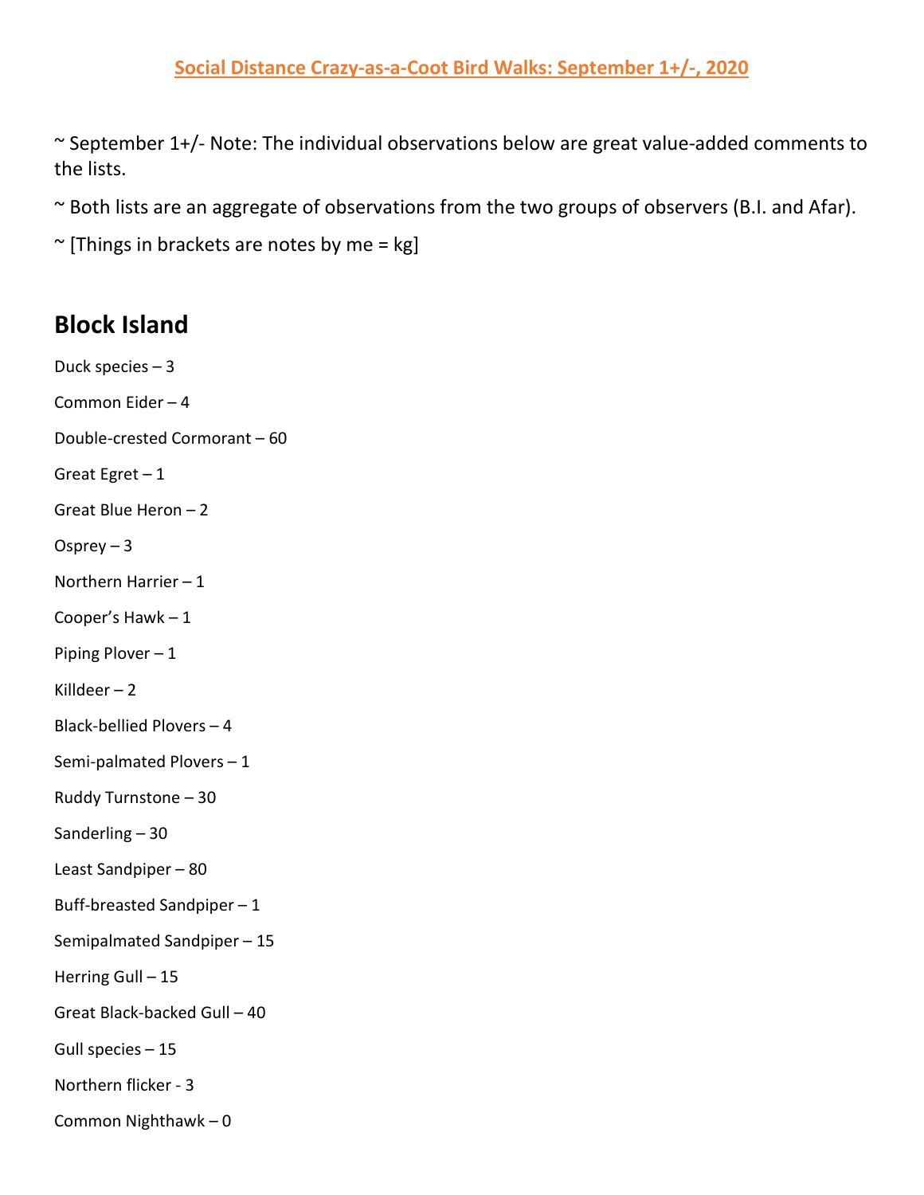# Social Distance Crazy-as-a-Coot Bird Walks: September 1+/-, 2020

~ September 1+/- Note: The individual observations below are great value-added comments to the lists.

~ Both lists are an aggregate of observations from the two groups of observers (B.I. and Afar).

~ [Things in brackets are notes by me = kg]

## Block Island

Duck species – 3

Common Eider – 4

Double-crested Cormorant – 60

Great Egret – 1

Great Blue Heron – 2

Osprey – 3

Northern Harrier – 1

Cooper's Hawk – 1

Piping Plover – 1

Killdeer – 2

Black-bellied Plovers – 4

Semi-palmated Plovers – 1

Ruddy Turnstone – 30

Sanderling – 30

Least Sandpiper – 80

Buff-breasted Sandpiper – 1

Semipalmated Sandpiper – 15

Herring Gull – 15

Great Black-backed Gull – 40

Gull species – 15

Northern flicker - 3

Common Nighthawk – 0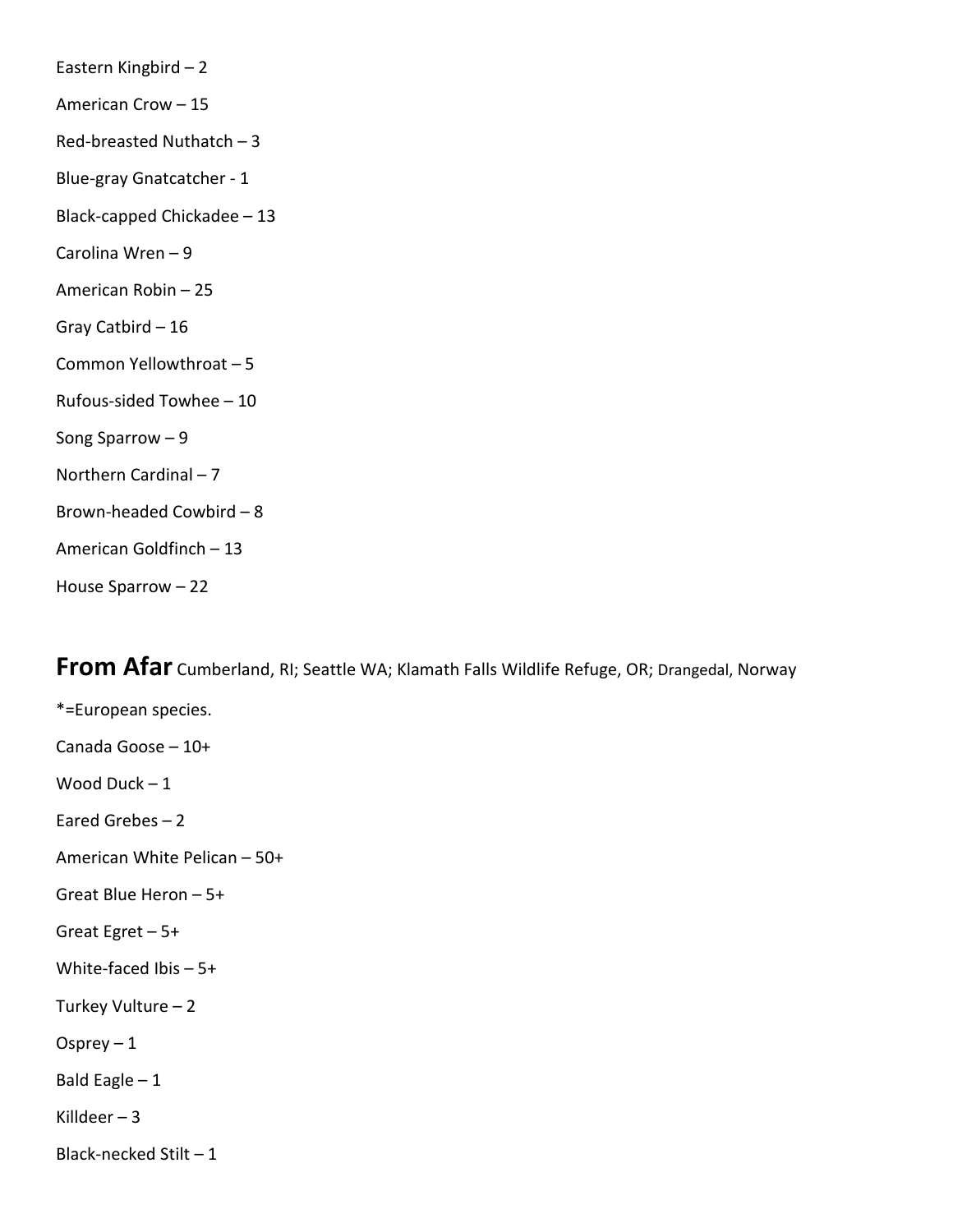Eastern Kingbird – 2

American Crow – 15

Red-breasted Nuthatch – 3

Blue-gray Gnatcatcher - 1

Black-capped Chickadee – 13

Carolina Wren – 9

American Robin – 25

Gray Catbird – 16

Common Yellowthroat – 5

Rufous-sided Towhee – 10

Song Sparrow – 9

Northern Cardinal – 7

Brown-headed Cowbird – 8

American Goldfinch – 13

House Sparrow – 22

## From Afar Cumberland, RI; Seattle WA; Klamath Falls Wildlife Refuge, OR; Drangedal, Norway

*=European species.

Canada Goose – 10+

Wood Duck – 1

Eared Grebes – 2

American White Pelican – 50+

Great Blue Heron – 5+

Great Egret – 5+

White-faced Ibis – 5+

Turkey Vulture – 2

Osprey – 1

Bald Eagle – 1

Killdeer – 3

Black-necked Stilt – 1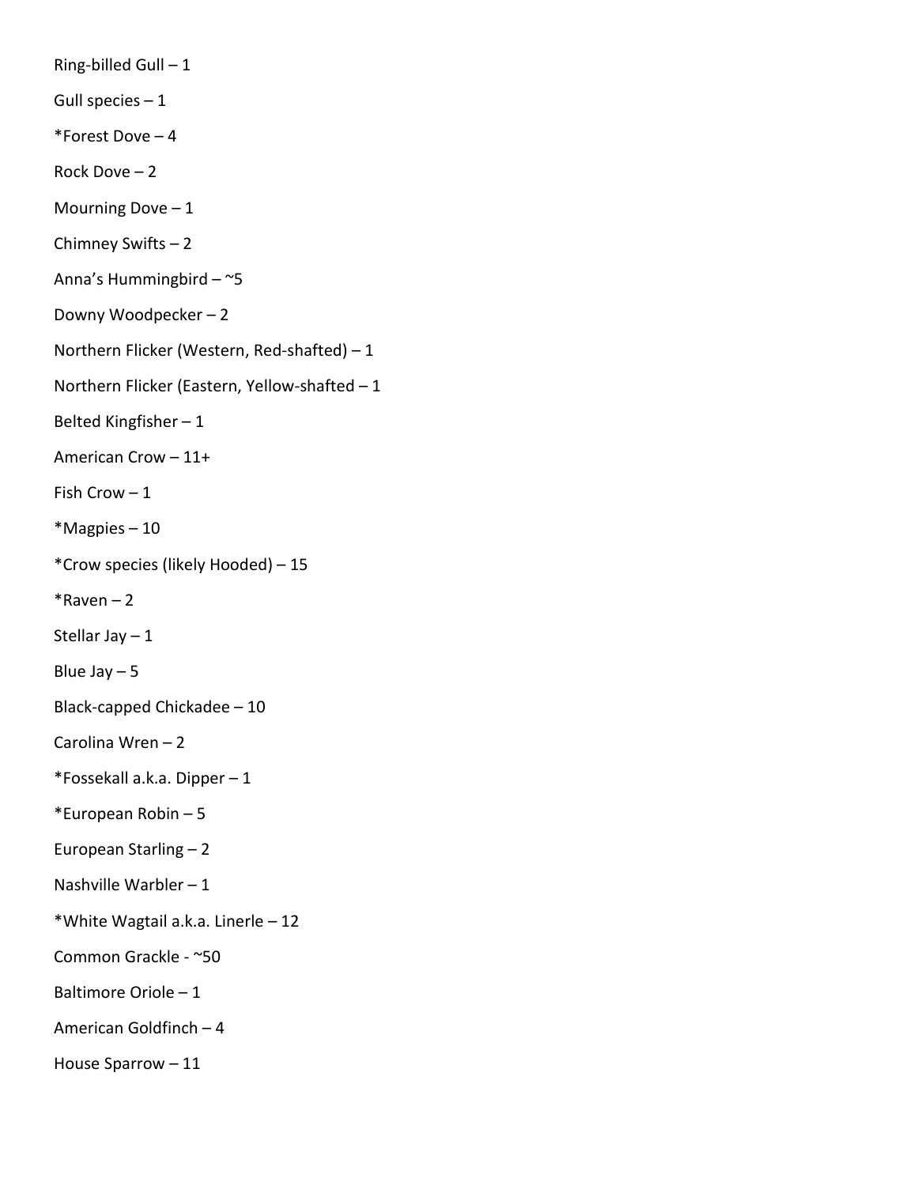Ring-billed Gull – 1

Gull species – 1

*Forest Dove – 4

Rock Dove – 2

Mourning Dove – 1

Chimney Swifts – 2

Anna's Hummingbird – ~5

Downy Woodpecker – 2

Northern Flicker (Western, Red-shafted) – 1

Northern Flicker (Eastern, Yellow-shafted – 1

Belted Kingfisher – 1

American Crow – 11+

Fish Crow – 1

*Magpies – 10

*Crow species (likely Hooded) – 15

*Raven – 2

Stellar Jay – 1

Blue Jay – 5

Black-capped Chickadee – 10

Carolina Wren – 2

*Fossekall a.k.a. Dipper – 1

*European Robin – 5

European Starling – 2

Nashville Warbler – 1

*White Wagtail a.k.a. Linerle – 12

Common Grackle - ~50

Baltimore Oriole – 1

American Goldfinch – 4

House Sparrow – 11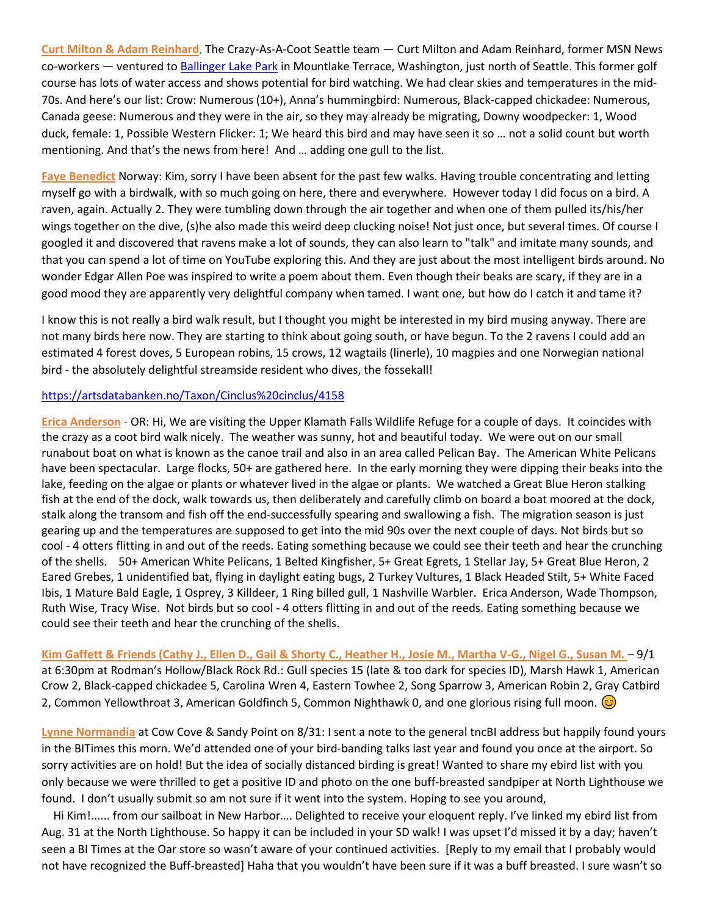**Curt Milton & Adam Reinhard**, The Crazy-As-A-Coot Seattle team — Curt Milton and Adam Reinhard, former MSN News co-workers — ventured to Ballinger Lake Park in Mountlake Terrace, Washington, just north of Seattle. This former golf course has lots of water access and shows potential for bird watching. We had clear skies and temperatures in the mid-70s. And here's our list: Crow: Numerous (10+), Anna's hummingbird: Numerous, Black-capped chickadee: Numerous, Canada geese: Numerous and they were in the air, so they may already be migrating, Downy woodpecker: 1, Wood duck, female: 1, Possible Western Flicker: 1; We heard this bird and may have seen it so … not a solid count but worth mentioning. And that's the news from here! And … adding one gull to the list.

**Faye Benedict** Norway: Kim, sorry I have been absent for the past few walks. Having trouble concentrating and letting myself go with a birdwalk, with so much going on here, there and everywhere. However today I did focus on a bird. A raven, again. Actually 2. They were tumbling down through the air together and when one of them pulled its/his/her wings together on the dive, (s)he also made this weird deep clucking noise! Not just once, but several times. Of course I googled it and discovered that ravens make a lot of sounds, they can also learn to "talk" and imitate many sounds, and that you can spend a lot of time on YouTube exploring this. And they are just about the most intelligent birds around. No wonder Edgar Allen Poe was inspired to write a poem about them. Even though their beaks are scary, if they are in a good mood they are apparently very delightful company when tamed. I want one, but how do I catch it and tame it?

I know this is not really a bird walk result, but I thought you might be interested in my bird musing anyway. There are not many birds here now. They are starting to think about going south, or have begun. To the 2 ravens I could add an estimated 4 forest doves, 5 European robins, 15 crows, 12 wagtails (linerle), 10 magpies and one Norwegian national bird - the absolutely delightful streamside resident who dives, the fossekall!

https://artsdatabanken.no/Taxon/Cinclus%20cinclus/4158

**Erica Anderson** - OR: Hi, We are visiting the Upper Klamath Falls Wildlife Refuge for a couple of days. It coincides with the crazy as a coot bird walk nicely. The weather was sunny, hot and beautiful today. We were out on our small runabout boat on what is known as the canoe trail and also in an area called Pelican Bay. The American White Pelicans have been spectacular. Large flocks, 50+ are gathered here. In the early morning they were dipping their beaks into the lake, feeding on the algae or plants or whatever lived in the algae or plants. We watched a Great Blue Heron stalking fish at the end of the dock, walk towards us, then deliberately and carefully climb on board a boat moored at the dock, stalk along the transom and fish off the end-successfully spearing and swallowing a fish. The migration season is just gearing up and the temperatures are supposed to get into the mid 90s over the next couple of days. Not birds but so cool - 4 otters flitting in and out of the reeds. Eating something because we could see their teeth and hear the crunching of the shells. 50+ American White Pelicans, 1 Belted Kingfisher, 5+ Great Egrets, 1 Stellar Jay, 5+ Great Blue Heron, 2 Eared Grebes, 1 unidentified bat, flying in daylight eating bugs, 2 Turkey Vultures, 1 Black Headed Stilt, 5+ White Faced Ibis, 1 Mature Bald Eagle, 1 Osprey, 3 Killdeer, 1 Ring billed gull, 1 Nashville Warbler. Erica Anderson, Wade Thompson, Ruth Wise, Tracy Wise. Not birds but so cool - 4 otters flitting in and out of the reeds. Eating something because we could see their teeth and hear the crunching of the shells.

**Kim Gaffett & Friends (Cathy J., Ellen D., Gail & Shorty C., Heather H., Josie M., Martha V-G., Nigel G., Susan M.** – 9/1 at 6:30pm at Rodman's Hollow/Black Rock Rd.: Gull species 15 (late & too dark for species ID), Marsh Hawk 1, American Crow 2, Black-capped chickadee 5, Carolina Wren 4, Eastern Towhee 2, Song Sparrow 3, American Robin 2, Gray Catbird 2, Common Yellowthroat 3, American Goldfinch 5, Common Nighthawk 0, and one glorious rising full moon. 😊

**Lynne Normandia** at Cow Cove & Sandy Point on 8/31: I sent a note to the general tncBI address but happily found yours in the BITimes this morn. We'd attended one of your bird-banding talks last year and found you once at the airport. So sorry activities are on hold! But the idea of socially distanced birding is great! Wanted to share my ebird list with you only because we were thrilled to get a positive ID and photo on the one buff-breasted sandpiper at North Lighthouse we found. I don't usually submit so am not sure if it went into the system. Hoping to see you around,

Hi Kim!...... from our sailboat in New Harbor…. Delighted to receive your eloquent reply. I've linked my ebird list from Aug. 31 at the North Lighthouse. So happy it can be included in your SD walk! I was upset I'd missed it by a day; haven't seen a BI Times at the Oar store so wasn't aware of your continued activities. [Reply to my email that I probably would not have recognized the Buff-breasted] Haha that you wouldn't have been sure if it was a buff breasted. I sure wasn't so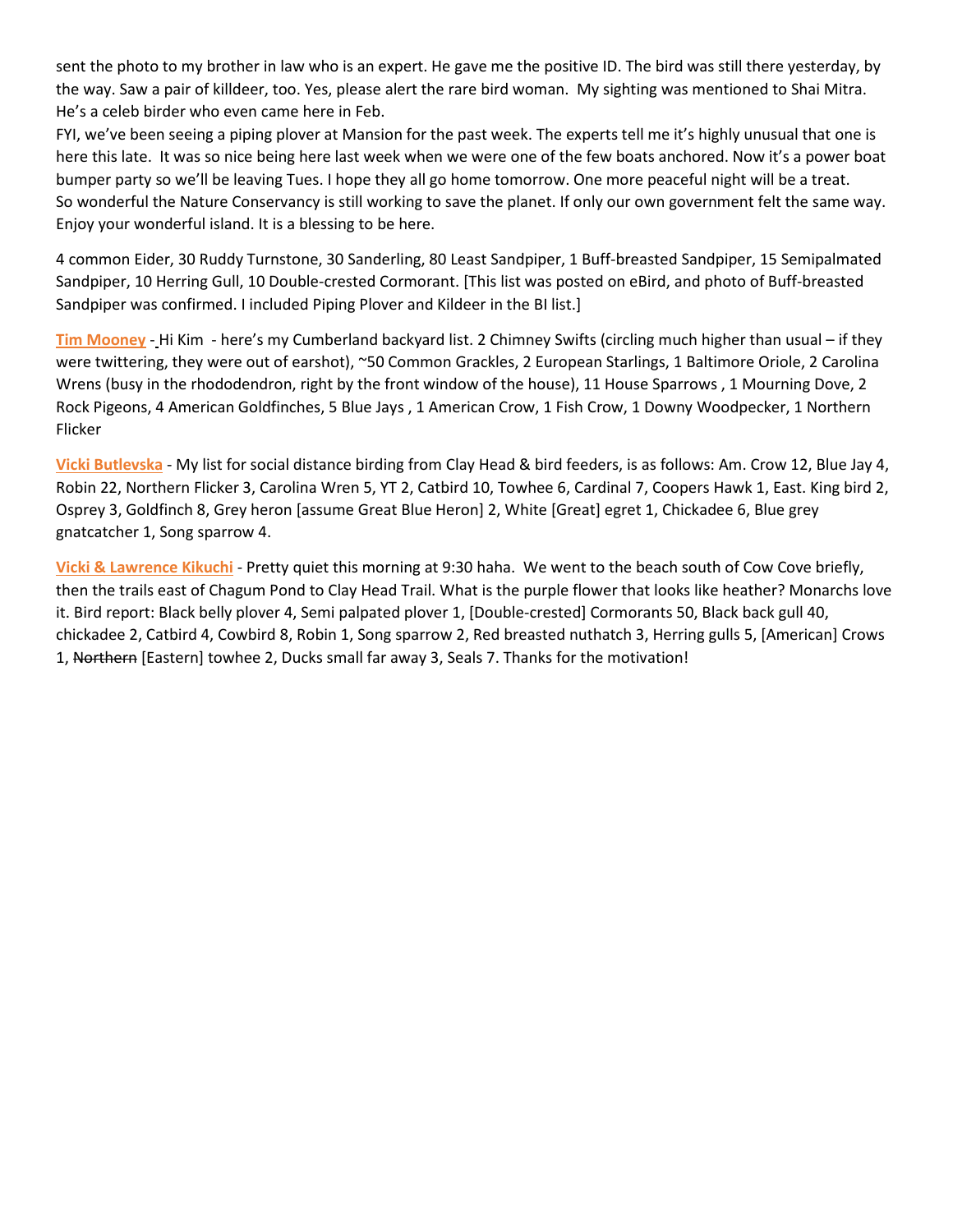sent the photo to my brother in law who is an expert. He gave me the positive ID. The bird was still there yesterday, by the way. Saw a pair of killdeer, too. Yes, please alert the rare bird woman. My sighting was mentioned to Shai Mitra. He's a celeb birder who even came here in Feb.

FYI, we've been seeing a piping plover at Mansion for the past week. The experts tell me it's highly unusual that one is here this late. It was so nice being here last week when we were one of the few boats anchored. Now it's a power boat bumper party so we'll be leaving Tues. I hope they all go home tomorrow. One more peaceful night will be a treat. So wonderful the Nature Conservancy is still working to save the planet. If only our own government felt the same way. Enjoy your wonderful island. It is a blessing to be here.

4 common Eider, 30 Ruddy Turnstone, 30 Sanderling, 80 Least Sandpiper, 1 Buff-breasted Sandpiper, 15 Semipalmated Sandpiper, 10 Herring Gull, 10 Double-crested Cormorant. [This list was posted on eBird, and photo of Buff-breasted Sandpiper was confirmed. I included Piping Plover and Kildeer in the BI list.]

**Tim Mooney** - Hi Kim - here's my Cumberland backyard list. 2 Chimney Swifts (circling much higher than usual – if they were twittering, they were out of earshot), ~50 Common Grackles, 2 European Starlings, 1 Baltimore Oriole, 2 Carolina Wrens (busy in the rhododendron, right by the front window of the house), 11 House Sparrows , 1 Mourning Dove, 2 Rock Pigeons, 4 American Goldfinches, 5 Blue Jays , 1 American Crow, 1 Fish Crow, 1 Downy Woodpecker, 1 Northern Flicker

**Vicki Butlevska** - My list for social distance birding from Clay Head & bird feeders, is as follows: Am. Crow 12, Blue Jay 4, Robin 22, Northern Flicker 3, Carolina Wren 5, YT 2, Catbird 10, Towhee 6, Cardinal 7, Coopers Hawk 1, East. King bird 2, Osprey 3, Goldfinch 8, Grey heron [assume Great Blue Heron] 2, White [Great] egret 1, Chickadee 6, Blue grey gnatcatcher 1, Song sparrow 4.

**Vicki & Lawrence Kikuchi** - Pretty quiet this morning at 9:30 haha. We went to the beach south of Cow Cove briefly, then the trails east of Chagum Pond to Clay Head Trail. What is the purple flower that looks like heather? Monarchs love it. Bird report: Black belly plover 4, Semi palpated plover 1, [Double-crested] Cormorants 50, Black back gull 40, chickadee 2, Catbird 4, Cowbird 8, Robin 1, Song sparrow 2, Red breasted nuthatch 3, Herring gulls 5, [American] Crows 1, ~~Northern~~ [Eastern] towhee 2, Ducks small far away 3, Seals 7. Thanks for the motivation!